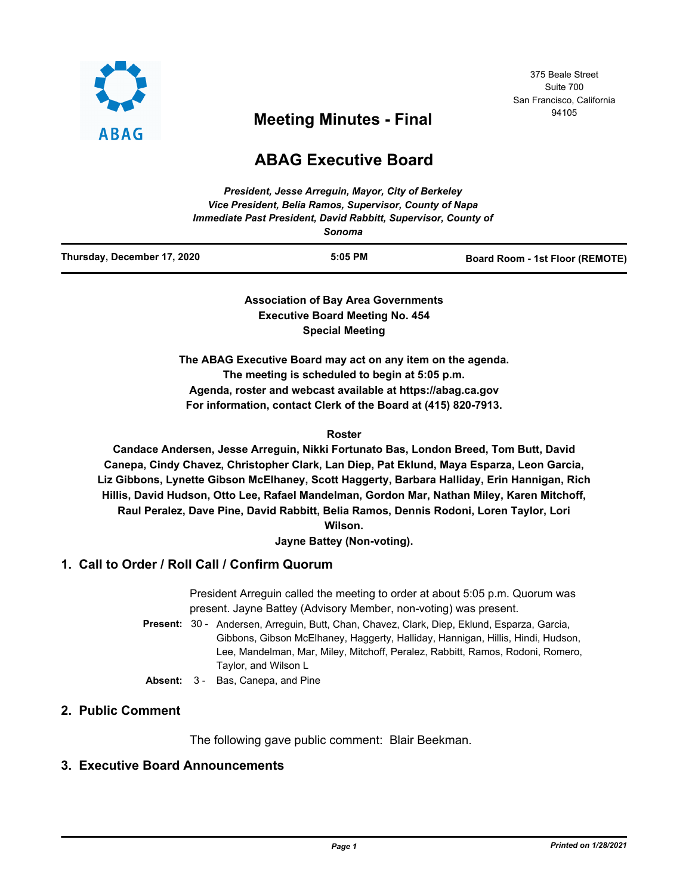375 Beale Street
Suite 700
San Francisco, California
94105

# Meeting Minutes - Final

# ABAG Executive Board

*President, Jesse Arreguin, Mayor, City of Berkeley*
*Vice President, Belia Ramos, Supervisor, County of Napa*
*Immediate Past President, David Rabbitt, Supervisor, County of Sonoma*

| Thursday, December 17, 2020 | 5:05 PM | Board Room - 1st Floor (REMOTE) |
|---|---|---|

**Association of Bay Area Governments**
**Executive Board Meeting No. 454**
**Special Meeting**

**The ABAG Executive Board may act on any item on the agenda.**
**The meeting is scheduled to begin at 5:05 p.m.**
**Agenda, roster and webcast available at https://abag.ca.gov**
**For information, contact Clerk of the Board at (415) 820-7913.**

**Roster**

**Candace Andersen, Jesse Arreguin, Nikki Fortunato Bas, London Breed, Tom Butt, David Canepa, Cindy Chavez, Christopher Clark, Lan Diep, Pat Eklund, Maya Esparza, Leon Garcia, Liz Gibbons, Lynette Gibson McElhaney, Scott Haggerty, Barbara Halliday, Erin Hannigan, Rich Hillis, David Hudson, Otto Lee, Rafael Mandelman, Gordon Mar, Nathan Miley, Karen Mitchoff, Raul Peralez, Dave Pine, David Rabbitt, Belia Ramos, Dennis Rodoni, Loren Taylor, Lori Wilson.**
**Jayne Battey (Non-voting).**

## 1. Call to Order / Roll Call / Confirm Quorum

President Arreguin called the meeting to order at about 5:05 p.m. Quorum was present. Jayne Battey (Advisory Member, non-voting) was present.

**Present:** 30 - Andersen, Arreguin, Butt, Chan, Chavez, Clark, Diep, Eklund, Esparza, Garcia, Gibbons, Gibson McElhaney, Haggerty, Halliday, Hannigan, Hillis, Hindi, Hudson, Lee, Mandelman, Mar, Miley, Mitchoff, Peralez, Rabbitt, Ramos, Rodoni, Romero, Taylor, and Wilson L

**Absent:** 3 - Bas, Canepa, and Pine

## 2. Public Comment

The following gave public comment: Blair Beekman.

## 3. Executive Board Announcements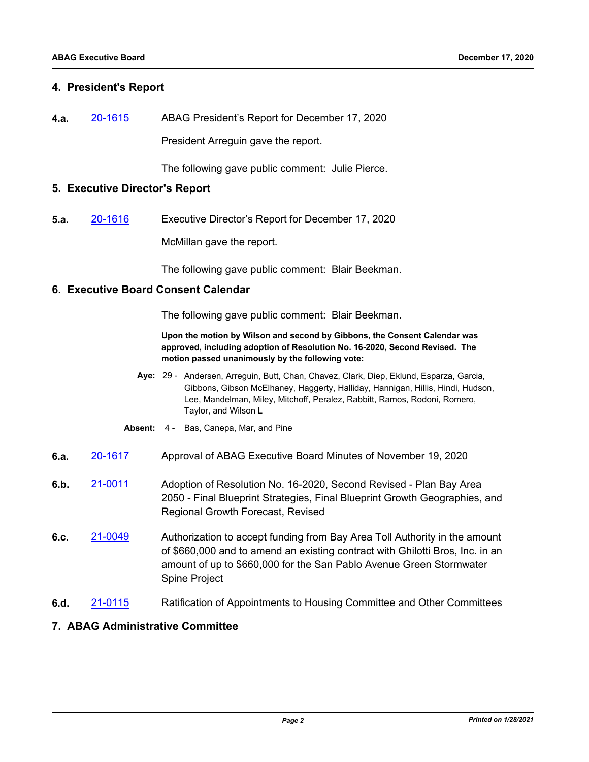## 4. President's Report

**4.a.** 20-1615 ABAG President's Report for December 17, 2020

President Arreguin gave the report.

The following gave public comment: Julie Pierce.

## 5. Executive Director's Report

**5.a.** 20-1616 Executive Director's Report for December 17, 2020

McMillan gave the report.

The following gave public comment: Blair Beekman.

## 6. Executive Board Consent Calendar

The following gave public comment: Blair Beekman.

**Upon the motion by Wilson and second by Gibbons, the Consent Calendar was approved, including adoption of Resolution No. 16-2020, Second Revised. The motion passed unanimously by the following vote:**

**Aye:** 29 - Andersen, Arreguin, Butt, Chan, Chavez, Clark, Diep, Eklund, Esparza, Garcia, Gibbons, Gibson McElhaney, Haggerty, Halliday, Hannigan, Hillis, Hindi, Hudson, Lee, Mandelman, Miley, Mitchoff, Peralez, Rabbitt, Ramos, Rodoni, Romero, Taylor, and Wilson L

**Absent:** 4 - Bas, Canepa, Mar, and Pine

**6.a.** 20-1617 Approval of ABAG Executive Board Minutes of November 19, 2020

**6.b.** 21-0011 Adoption of Resolution No. 16-2020, Second Revised - Plan Bay Area 2050 - Final Blueprint Strategies, Final Blueprint Growth Geographies, and Regional Growth Forecast, Revised

**6.c.** 21-0049 Authorization to accept funding from Bay Area Toll Authority in the amount of $660,000 and to amend an existing contract with Ghilotti Bros, Inc. in an amount of up to $660,000 for the San Pablo Avenue Green Stormwater Spine Project

**6.d.** 21-0115 Ratification of Appointments to Housing Committee and Other Committees

## 7. ABAG Administrative Committee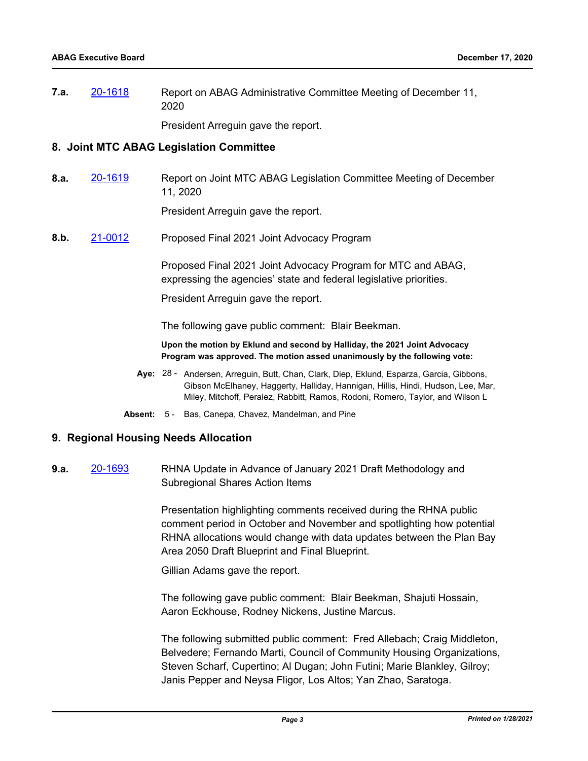**7.a.** [20-1618] Report on ABAG Administrative Committee Meeting of December 11, 2020

President Arreguin gave the report.

## 8. Joint MTC ABAG Legislation Committee

**8.a.** [20-1619] Report on Joint MTC ABAG Legislation Committee Meeting of December 11, 2020

President Arreguin gave the report.

**8.b.** [21-0012] Proposed Final 2021 Joint Advocacy Program

Proposed Final 2021 Joint Advocacy Program for MTC and ABAG, expressing the agencies' state and federal legislative priorities.

President Arreguin gave the report.

The following gave public comment: Blair Beekman.

**Upon the motion by Eklund and second by Halliday, the 2021 Joint Advocacy Program was approved. The motion assed unanimously by the following vote:**

**Aye:** 28 - Andersen, Arreguin, Butt, Chan, Clark, Diep, Eklund, Esparza, Garcia, Gibbons, Gibson McElhaney, Haggerty, Halliday, Hannigan, Hillis, Hindi, Hudson, Lee, Mar, Miley, Mitchoff, Peralez, Rabbitt, Ramos, Rodoni, Romero, Taylor, and Wilson L

**Absent:** 5 - Bas, Canepa, Chavez, Mandelman, and Pine

## 9. Regional Housing Needs Allocation

**9.a.** [20-1693] RHNA Update in Advance of January 2021 Draft Methodology and Subregional Shares Action Items

Presentation highlighting comments received during the RHNA public comment period in October and November and spotlighting how potential RHNA allocations would change with data updates between the Plan Bay Area 2050 Draft Blueprint and Final Blueprint.

Gillian Adams gave the report.

The following gave public comment: Blair Beekman, Shajuti Hossain, Aaron Eckhouse, Rodney Nickens, Justine Marcus.

The following submitted public comment: Fred Allebach; Craig Middleton, Belvedere; Fernando Marti, Council of Community Housing Organizations, Steven Scharf, Cupertino; Al Dugan; John Futini; Marie Blankley, Gilroy; Janis Pepper and Neysa Fligor, Los Altos; Yan Zhao, Saratoga.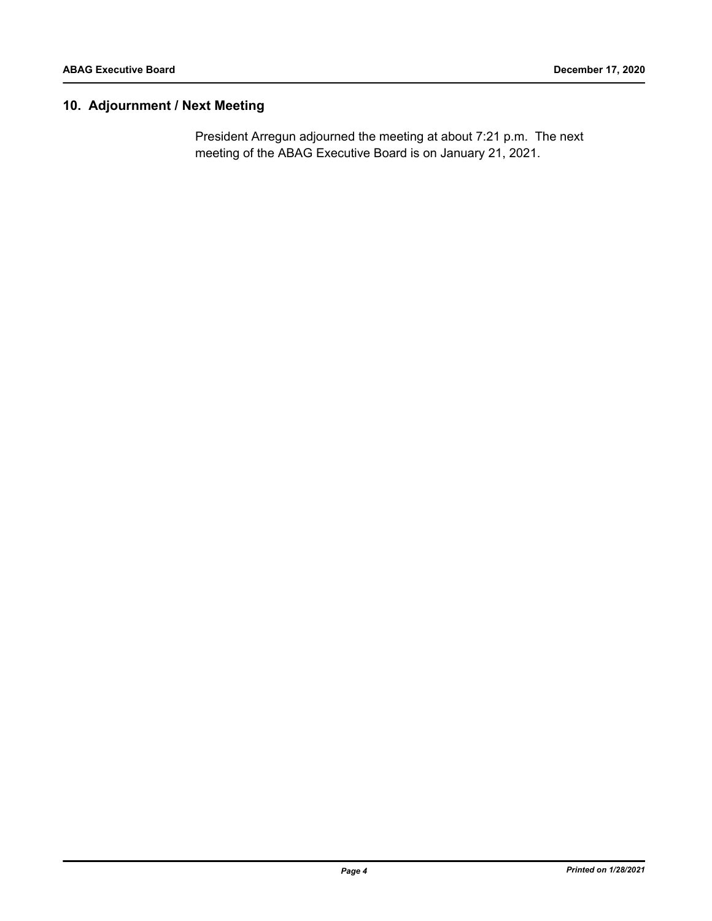## 10. Adjournment / Next Meeting

President Arregun adjourned the meeting at about 7:21 p.m. The next meeting of the ABAG Executive Board is on January 21, 2021.